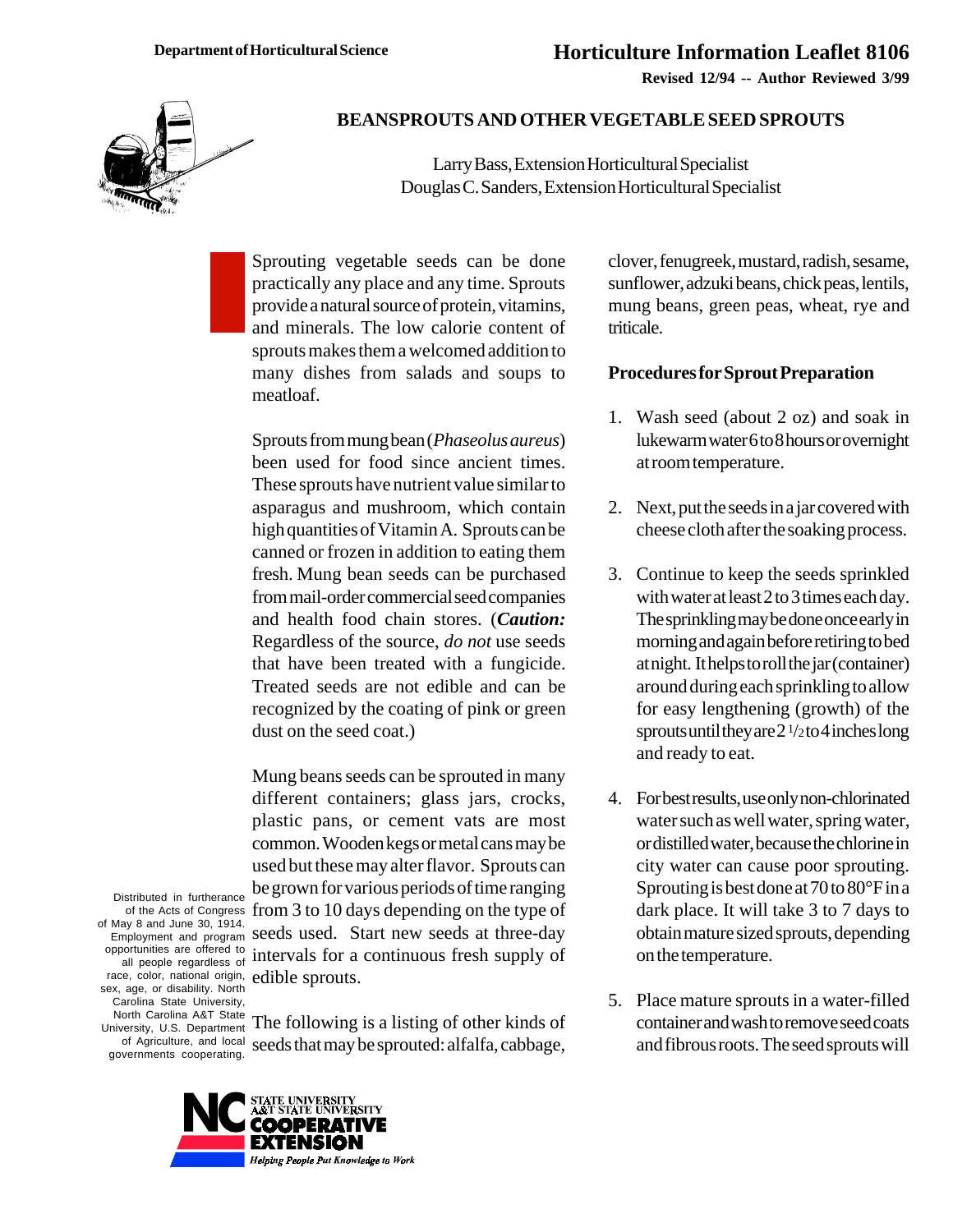Department of Horticultural Science

# Horticulture Information Leaflet 8106

**Revised 12/94 -- Author Reviewed 3/99**

## BEANSPROUTS AND OTHER VEGETABLE SEED SPROUTS

Larry Bass, Extension Horticultural Specialist
Douglas C. Sanders, Extension Horticultural Specialist

Sprouting vegetable seeds can be done practically any place and any time. Sprouts provide a natural source of protein, vitamins, and minerals. The low calorie content of sprouts makes them a welcomed addition to many dishes from salads and soups to meatloaf.

Sprouts from mung bean (*Phaseolus aureus*) been used for food since ancient times. These sprouts have nutrient value similar to asparagus and mushroom, which contain high quantities of Vitamin A. Sprouts can be canned or frozen in addition to eating them fresh. Mung bean seeds can be purchased from mail-order commercial seed companies and health food chain stores. (***Caution:*** Regardless of the source, *do not* use seeds that have been treated with a fungicide. Treated seeds are not edible and can be recognized by the coating of pink or green dust on the seed coat.)

Mung beans seeds can be sprouted in many different containers; glass jars, crocks, plastic pans, or cement vats are most common. Wooden kegs or metal cans may be used but these may alter flavor. Sprouts can be grown for various periods of time ranging from 3 to 10 days depending on the type of seeds used. Start new seeds at three-day intervals for a continuous fresh supply of edible sprouts.

The following is a listing of other kinds of seeds that may be sprouted: alfalfa, cabbage, clover, fenugreek, mustard, radish, sesame, sunflower, adzuki beans, chick peas, lentils, mung beans, green peas, wheat, rye and triticale.

### Procedures for Sprout Preparation

1. Wash seed (about 2 oz) and soak in lukewarm water 6 to 8 hours or overnight at room temperature.

2. Next, put the seeds in a jar covered with cheese cloth after the soaking process.

3. Continue to keep the seeds sprinkled with water at least 2 to 3 times each day. The sprinkling may be done once early in morning and again before retiring to bed at night. It helps to roll the jar (container) around during each sprinkling to allow for easy lengthening (growth) of the sprouts until they are 2 1/2 to 4 inches long and ready to eat.

4. For best results, use only non-chlorinated water such as well water, spring water, or distilled water, because the chlorine in city water can cause poor sprouting. Sprouting is best done at 70 to 80°F in a dark place. It will take 3 to 7 days to obtain mature sized sprouts, depending on the temperature.

5. Place mature sprouts in a water-filled container and wash to remove seed coats and fibrous roots. The seed sprouts will

Distributed in furtherance of the Acts of Congress of May 8 and June 30, 1914. Employment and program opportunities are offered to all people regardless of race, color, national origin, sex, age, or disability. North Carolina State University, North Carolina A&T State University, U.S. Department of Agriculture, and local governments cooperating.

NC STATE UNIVERSITY A&T STATE UNIVERSITY COOPERATIVE EXTENSION — Helping People Put Knowledge to Work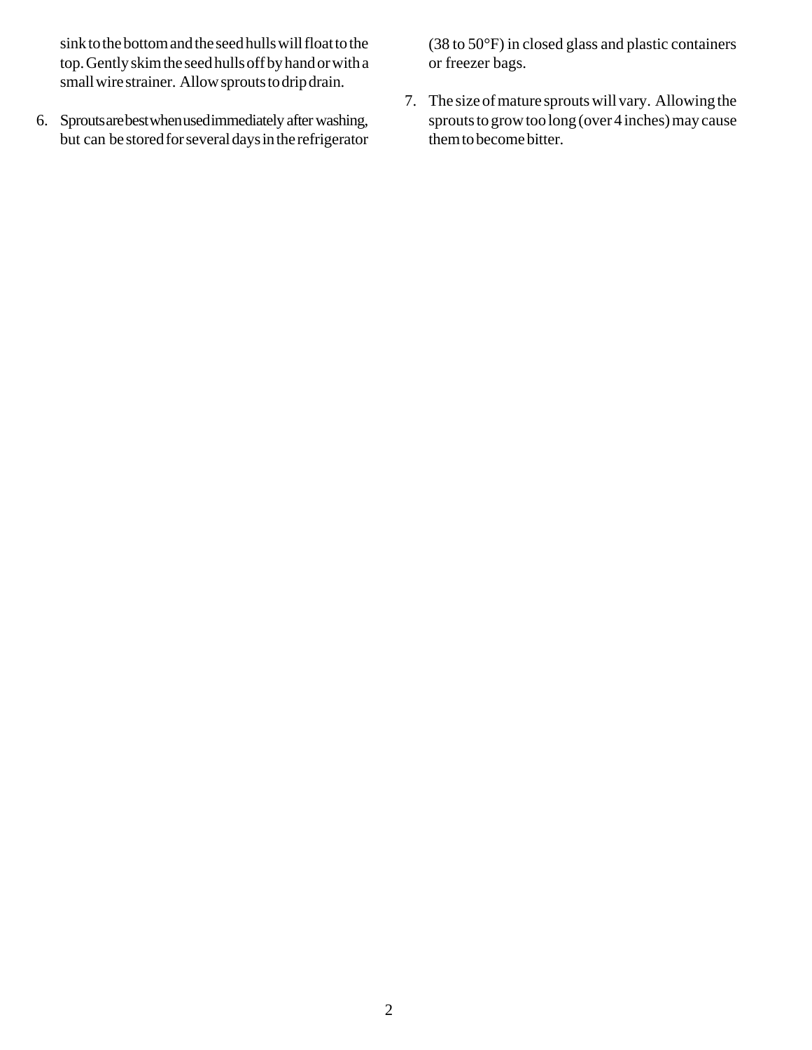sink to the bottom and the seed hulls will float to the top. Gently skim the seed hulls off by hand or with a small wire strainer. Allow sprouts to drip drain.

6. Sprouts are best when used immediately after washing, but can be stored for several days in the refrigerator (38 to 50°F) in closed glass and plastic containers or freezer bags.

7. The size of mature sprouts will vary. Allowing the sprouts to grow too long (over 4 inches) may cause them to become bitter.